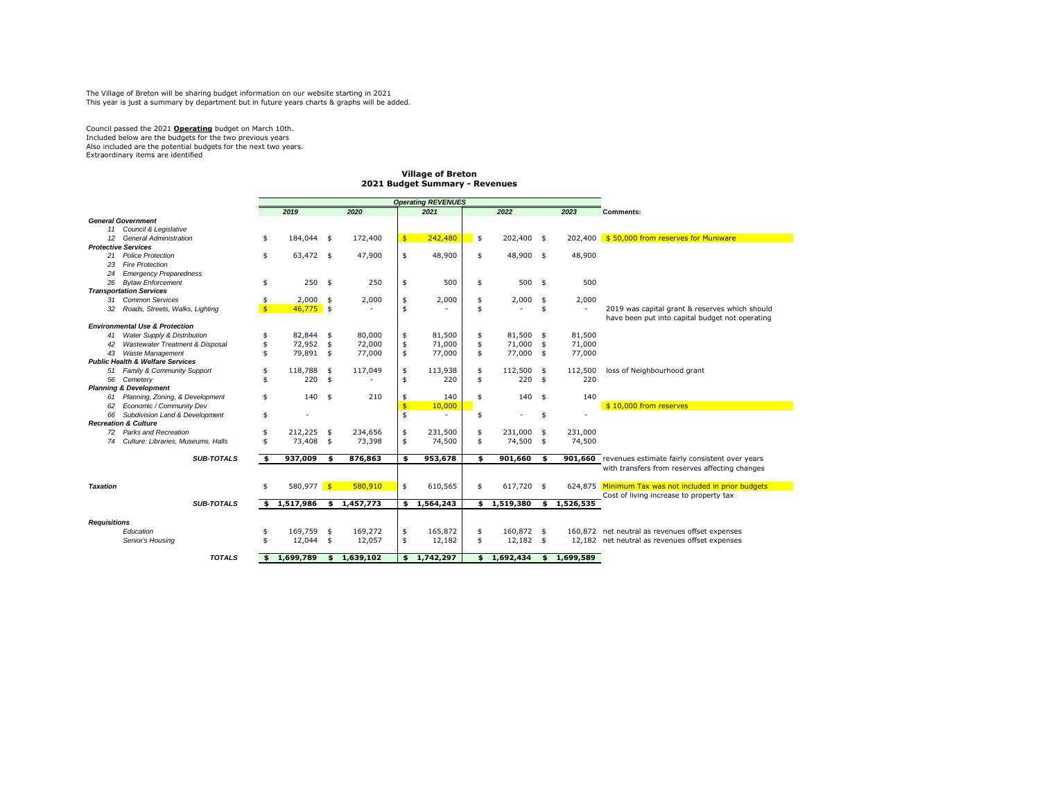The Village of Breton will be sharing budget information on our website starting in 2021
This year is just a summary by department but in future years charts & graphs will be added.

Council passed the 2021 **Operating** budget on March 10th.
Included below are the budgets for the two previous years
Also included are the potential budgets for the next two years.
Extraordinary items are identified

## Village of Breton
## 2021 Budget Summary - Revenues

| | Operating REVENUES | | | | | |
|---|---|---|---|---|---|---|
| | 2019 | 2020 | 2021 | 2022 | 2023 | Comments: |
| ***General Government*** | | | | | | |
| *11 Council & Legislative* | | | | | | |
| *12 General Administration* | $ 184,044 | $ 172,400 | $ 242,480 | $ 202,400 | $ 202,400 | $ 50,000 from reserves for Muniware |
| ***Protective Services*** | | | | | | |
| *21 Police Protection* | $ 63,472 | $ 47,900 | $ 48,900 | $ 48,900 | $ 48,900 | |
| *23 Fire Protection* | | | | | | |
| *24 Emergency Preparedness* | | | | | | |
| *26 Bylaw Enforcement* | $ 250 | $ 250 | $ 500 | $ 500 | $ 500 | |
| ***Transportation Services*** | | | | | | |
| *31 Common Services* | $ 2,000 | $ 2,000 | $ 2,000 | $ 2,000 | $ 2,000 | |
| *32 Roads, Streets, Walks, Lighting* | $ 46,775 | $ - | $ - | $ - | $ - | 2019 was capital grant & reserves which should have been put into capital budget not operating |
| ***Environmental Use & Protection*** | | | | | | |
| *41 Water Supply & Distribution* | $ 82,844 | $ 80,000 | $ 81,500 | $ 81,500 | $ 81,500 | |
| *42 Wastewater Treatment & Disposal* | $ 72,952 | $ 72,000 | $ 71,000 | $ 71,000 | $ 71,000 | |
| *43 Waste Management* | $ 79,891 | $ 77,000 | $ 77,000 | $ 77,000 | $ 77,000 | |
| ***Public Health & Welfare Services*** | | | | | | |
| *51 Family & Community Support* | $ 118,788 | $ 117,049 | $ 113,938 | $ 112,500 | $ 112,500 | loss of Neighbourhood grant |
| *56 Cemetery* | $ 220 | $ - | $ 220 | $ 220 | $ 220 | |
| ***Planning & Development*** | | | | | | |
| *61 Planning, Zoning, & Development* | $ 140 | $ 210 | $ 140 | $ 140 | $ 140 | |
| *62 Economic / Community Dev* | | | $ 10,000 | | | $ 10,000 from reserves |
| *66 Subdivision Land & Development* | $ - | | $ - | $ - | $ - | |
| ***Recreation & Culture*** | | | | | | |
| *72 Parks and Recreation* | $ 212,225 | $ 234,656 | $ 231,500 | $ 231,000 | $ 231,000 | |
| *74 Culture: Libraries, Museums, Halls* | $ 73,408 | $ 73,398 | $ 74,500 | $ 74,500 | $ 74,500 | |
| ***SUB-TOTALS*** | **$ 937,009** | **$ 876,863** | **$ 953,678** | **$ 901,660** | **$ 901,660** | revenues estimate fairly consistent over years with transfers from reserves affecting changes |
| ***Taxation*** | $ 580,977 | $ 580,910 | $ 610,565 | $ 617,720 | $ 624,875 | Minimum Tax was not included in prior budgets<br>Cost of living increase to property tax |
| ***SUB-TOTALS*** | **$ 1,517,986** | **$ 1,457,773** | **$ 1,564,243** | **$ 1,519,380** | **$ 1,526,535** | |
| ***Requisitions*** | | | | | | |
| *Education* | $ 169,759 | $ 169,272 | $ 165,872 | $ 160,872 | $ 160,872 | net neutral as revenues offset expenses |
| *Senior's Housing* | $ 12,044 | $ 12,057 | $ 12,182 | $ 12,182 | $ 12,182 | net neutral as revenues offset expenses |
| ***TOTALS*** | **$ 1,699,789** | **$ 1,639,102** | **$ 1,742,297** | **$ 1,692,434** | **$ 1,699,589** | |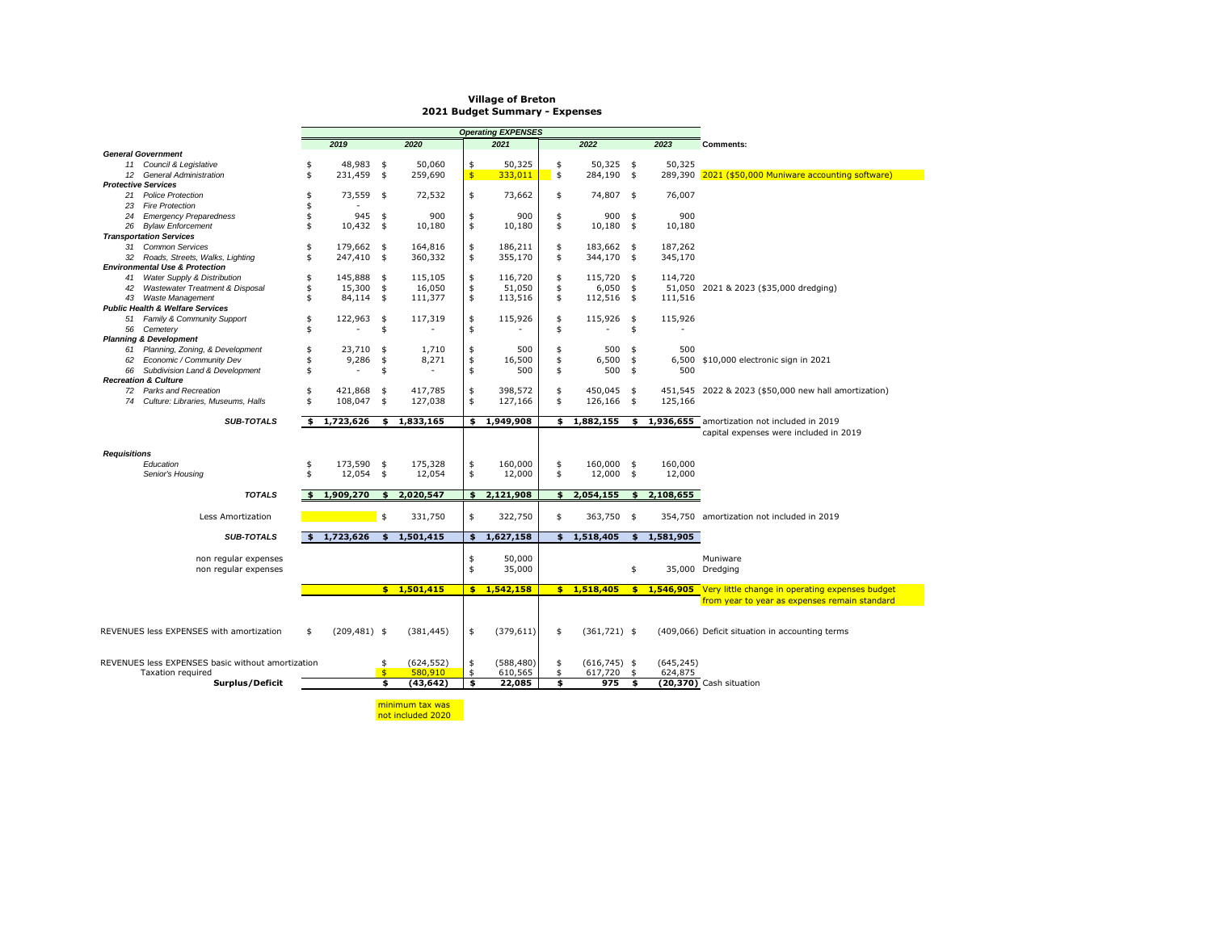# Village of Breton
## 2021 Budget Summary - Expenses

| | Operating EXPENSES 2019 | 2020 | 2021 | 2022 | 2023 | Comments: |
|---|---|---|---|---|---|---|
| ***General Government*** | | | | | | |
| *11 Council & Legislative* | $ 48,983 | $ 50,060 | $ 50,325 | $ 50,325 | $ 50,325 | |
| *12 General Administration* | $ 231,459 | $ 259,690 | $ 333,011 | $ 284,190 | $ 289,390 | 2021 ($50,000 Muniware accounting software) |
| ***Protective Services*** | | | | | | |
| *21 Police Protection* | $ 73,559 | $ 72,532 | $ 73,662 | $ 74,807 | $ 76,007 | |
| *23 Fire Protection* | $ - | | | | | |
| *24 Emergency Preparedness* | $ 945 | $ 900 | $ 900 | $ 900 | $ 900 | |
| *26 Bylaw Enforcement* | $ 10,432 | $ 10,180 | $ 10,180 | $ 10,180 | $ 10,180 | |
| ***Transportation Services*** | | | | | | |
| *31 Common Services* | $ 179,662 | $ 164,816 | $ 186,211 | $ 183,662 | $ 187,262 | |
| *32 Roads, Streets, Walks, Lighting* | $ 247,410 | $ 360,332 | $ 355,170 | $ 344,170 | $ 345,170 | |
| ***Environmental Use & Protection*** | | | | | | |
| *41 Water Supply & Distribution* | $ 145,888 | $ 115,105 | $ 116,720 | $ 115,720 | $ 114,720 | |
| *42 Wastewater Treatment & Disposal* | $ 15,300 | $ 16,050 | $ 51,050 | $ 6,050 | $ 51,050 | 2021 & 2023 ($35,000 dredging) |
| *43 Waste Management* | $ 84,114 | $ 111,377 | $ 113,516 | $ 112,516 | $ 111,516 | |
| ***Public Health & Welfare Services*** | | | | | | |
| *51 Family & Community Support* | $ 122,963 | $ 117,319 | $ 115,926 | $ 115,926 | $ 115,926 | |
| *56 Cemetery* | $ - | $ - | $ - | $ - | $ - | |
| ***Planning & Development*** | | | | | | |
| *61 Planning, Zoning, & Development* | $ 23,710 | $ 1,710 | $ 500 | $ 500 | $ 500 | |
| *62 Economic / Community Dev* | $ 9,286 | $ 8,271 | $ 16,500 | $ 6,500 | $ 6,500 | $10,000 electronic sign in 2021 |
| *66 Subdivision Land & Development* | $ - | $ - | $ 500 | $ 500 | $ 500 | |
| ***Recreation & Culture*** | | | | | | |
| *72 Parks and Recreation* | $ 421,868 | $ 417,785 | $ 398,572 | $ 450,045 | $ 451,545 | 2022 & 2023 ($50,000 new hall amortization) |
| *74 Culture: Libraries, Museums, Halls* | $ 108,047 | $ 127,038 | $ 127,166 | $ 126,166 | $ 125,166 | |
| ***SUB-TOTALS*** | **$ 1,723,626** | **$ 1,833,165** | **$ 1,949,908** | **$ 1,882,155** | **$ 1,936,655** | amortization not included in 2019<br>capital expenses were included in 2019 |
| ***Requisitions*** | | | | | | |
| *Education* | $ 173,590 | $ 175,328 | $ 160,000 | $ 160,000 | $ 160,000 | |
| *Senior's Housing* | $ 12,054 | $ 12,054 | $ 12,000 | $ 12,000 | $ 12,000 | |
| ***TOTALS*** | **$ 1,909,270** | **$ 2,020,547** | **$ 2,121,908** | **$ 2,054,155** | **$ 2,108,655** | |
| Less Amortization | | $ 331,750 | $ 322,750 | $ 363,750 | $ 354,750 | amortization not included in 2019 |
| ***SUB-TOTALS*** | **$ 1,723,626** | **$ 1,501,415** | **$ 1,627,158** | **$ 1,518,405** | **$ 1,581,905** | |
| non regular expenses | | | $ 50,000 | | | Muniware |
| non regular expenses | | | $ 35,000 | | $ 35,000 | Dredging |
| | | **$ 1,501,415** | **$ 1,542,158** | **$ 1,518,405** | **$ 1,546,905** | Very little change in operating expenses budget from year to year as expenses remain standard |
| REVENUES less EXPENSES with amortization | $ (209,481) | $ (381,445) | $ (379,611) | $ (361,721) | $ (409,066) | Deficit situation in accounting terms |
| REVENUES less EXPENSES basic without amortization | | $ (624,552) | $ (588,480) | $ (616,745) | $ (645,245) | |
| Taxation required | | $ 580,910 | $ 610,565 | $ 617,720 | $ 624,875 | |
| **Surplus/Deficit** | | **$ (43,642)** | **$ 22,085** | **$ 975** | **$ (20,370)** | Cash situation |

minimum tax was not included 2020